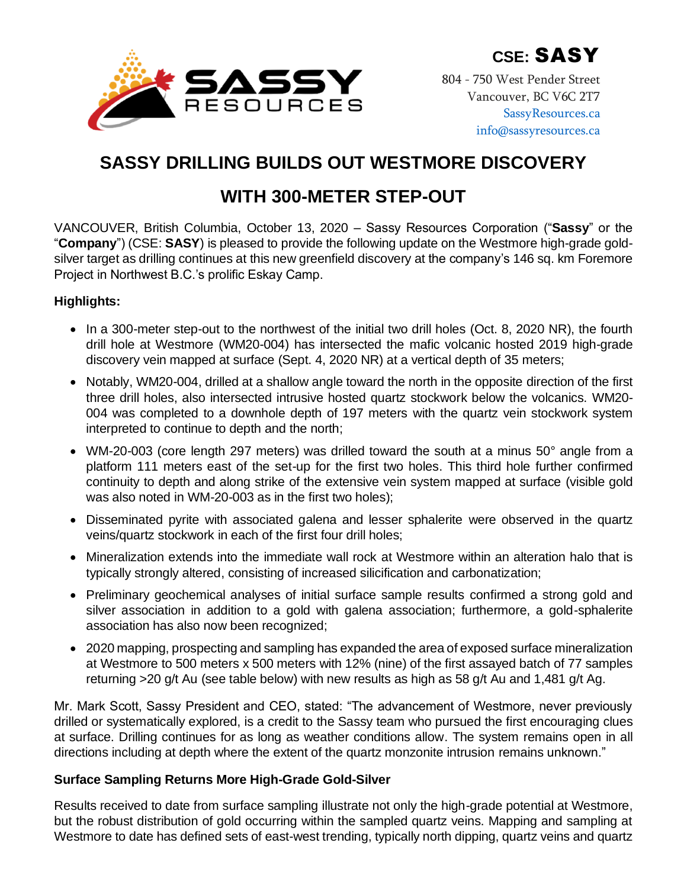**CSE: SASSY**

804 - 750 West Pender Street
Vancouver, BC V6C 2T7
SassyResources.ca
info@sassyresources.ca

# SASSY DRILLING BUILDS OUT WESTMORE DISCOVERY WITH 300-METER STEP-OUT

VANCOUVER, British Columbia, October 13, 2020 – Sassy Resources Corporation ("**Sassy**" or the "**Company**") (CSE: **SASY**) is pleased to provide the following update on the Westmore high-grade gold-silver target as drilling continues at this new greenfield discovery at the company's 146 sq. km Foremore Project in Northwest B.C.'s prolific Eskay Camp.

**Highlights:**

- In a 300-meter step-out to the northwest of the initial two drill holes (Oct. 8, 2020 NR), the fourth drill hole at Westmore (WM20-004) has intersected the mafic volcanic hosted 2019 high-grade discovery vein mapped at surface (Sept. 4, 2020 NR) at a vertical depth of 35 meters;
- Notably, WM20-004, drilled at a shallow angle toward the north in the opposite direction of the first three drill holes, also intersected intrusive hosted quartz stockwork below the volcanics. WM20-004 was completed to a downhole depth of 197 meters with the quartz vein stockwork system interpreted to continue to depth and the north;
- WM-20-003 (core length 297 meters) was drilled toward the south at a minus 50° angle from a platform 111 meters east of the set-up for the first two holes. This third hole further confirmed continuity to depth and along strike of the extensive vein system mapped at surface (visible gold was also noted in WM-20-003 as in the first two holes);
- Disseminated pyrite with associated galena and lesser sphalerite were observed in the quartz veins/quartz stockwork in each of the first four drill holes;
- Mineralization extends into the immediate wall rock at Westmore within an alteration halo that is typically strongly altered, consisting of increased silicification and carbonatization;
- Preliminary geochemical analyses of initial surface sample results confirmed a strong gold and silver association in addition to a gold with galena association; furthermore, a gold-sphalerite association has also now been recognized;
- 2020 mapping, prospecting and sampling has expanded the area of exposed surface mineralization at Westmore to 500 meters x 500 meters with 12% (nine) of the first assayed batch of 77 samples returning >20 g/t Au (see table below) with new results as high as 58 g/t Au and 1,481 g/t Ag.

Mr. Mark Scott, Sassy President and CEO, stated: "The advancement of Westmore, never previously drilled or systematically explored, is a credit to the Sassy team who pursued the first encouraging clues at surface. Drilling continues for as long as weather conditions allow. The system remains open in all directions including at depth where the extent of the quartz monzonite intrusion remains unknown."

**Surface Sampling Returns More High-Grade Gold-Silver**

Results received to date from surface sampling illustrate not only the high-grade potential at Westmore, but the robust distribution of gold occurring within the sampled quartz veins. Mapping and sampling at Westmore to date has defined sets of east-west trending, typically north dipping, quartz veins and quartz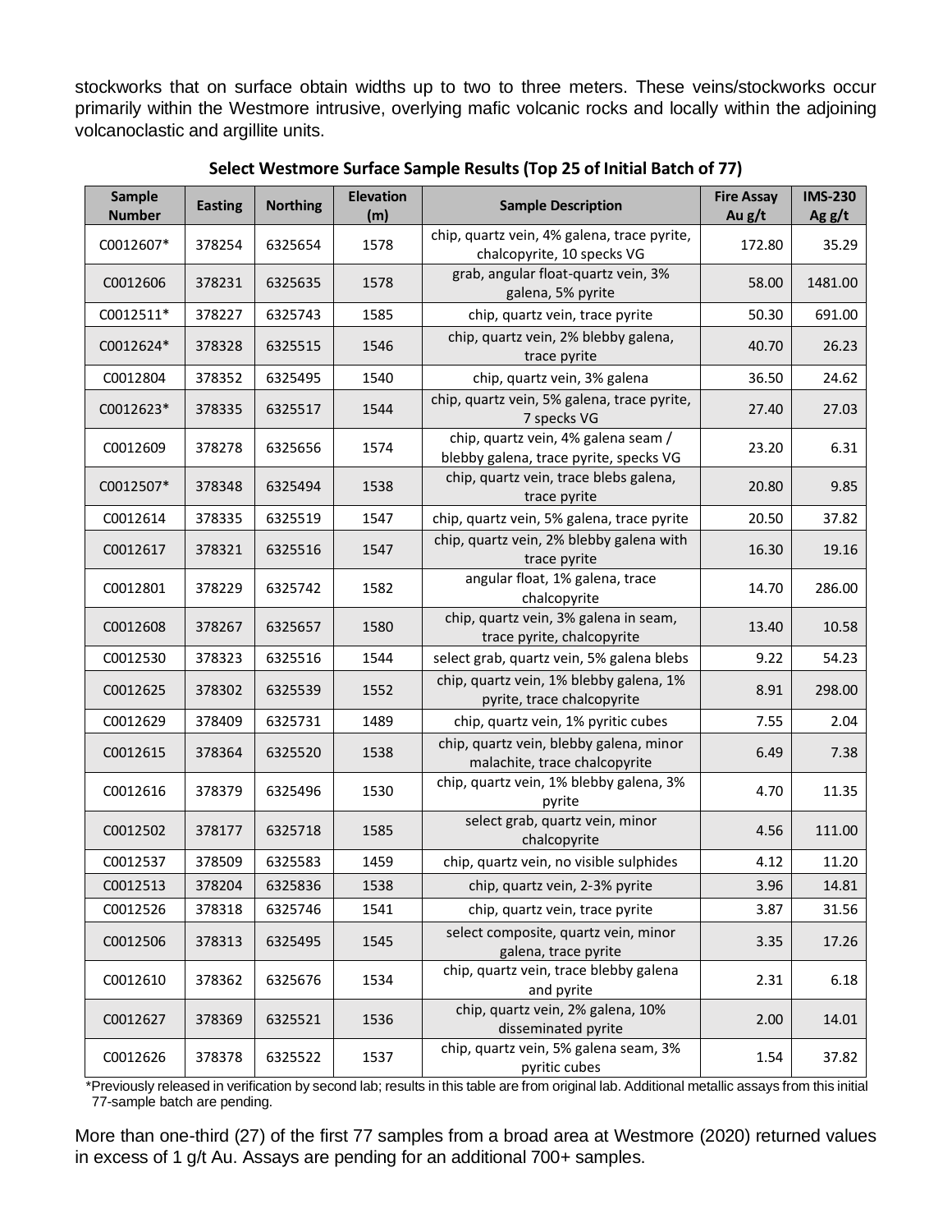stockworks that on surface obtain widths up to two to three meters. These veins/stockworks occur primarily within the Westmore intrusive, overlying mafic volcanic rocks and locally within the adjoining volcanoclastic and argillite units.

**Select Westmore Surface Sample Results (Top 25 of Initial Batch of 77)**

| Sample Number | Easting | Northing | Elevation (m) | Sample Description | Fire Assay Au g/t | IMS-230 Ag g/t |
|---|---|---|---|---|---|---|
| C0012607* | 378254 | 6325654 | 1578 | chip, quartz vein, 4% galena, trace pyrite, chalcopyrite, 10 specks VG | 172.80 | 35.29 |
| C0012606 | 378231 | 6325635 | 1578 | grab, angular float-quartz vein, 3% galena, 5% pyrite | 58.00 | 1481.00 |
| C0012511* | 378227 | 6325743 | 1585 | chip, quartz vein, trace pyrite | 50.30 | 691.00 |
| C0012624* | 378328 | 6325515 | 1546 | chip, quartz vein, 2% blebby galena, trace pyrite | 40.70 | 26.23 |
| C0012804 | 378352 | 6325495 | 1540 | chip, quartz vein, 3% galena | 36.50 | 24.62 |
| C0012623* | 378335 | 6325517 | 1544 | chip, quartz vein, 5% galena, trace pyrite, 7 specks VG | 27.40 | 27.03 |
| C0012609 | 378278 | 6325656 | 1574 | chip, quartz vein, 4% galena seam / blebby galena, trace pyrite, specks VG | 23.20 | 6.31 |
| C0012507* | 378348 | 6325494 | 1538 | chip, quartz vein, trace blebs galena, trace pyrite | 20.80 | 9.85 |
| C0012614 | 378335 | 6325519 | 1547 | chip, quartz vein, 5% galena, trace pyrite | 20.50 | 37.82 |
| C0012617 | 378321 | 6325516 | 1547 | chip, quartz vein, 2% blebby galena with trace pyrite | 16.30 | 19.16 |
| C0012801 | 378229 | 6325742 | 1582 | angular float, 1% galena, trace chalcopyrite | 14.70 | 286.00 |
| C0012608 | 378267 | 6325657 | 1580 | chip, quartz vein, 3% galena in seam, trace pyrite, chalcopyrite | 13.40 | 10.58 |
| C0012530 | 378323 | 6325516 | 1544 | select grab, quartz vein, 5% galena blebs | 9.22 | 54.23 |
| C0012625 | 378302 | 6325539 | 1552 | chip, quartz vein, 1% blebby galena, 1% pyrite, trace chalcopyrite | 8.91 | 298.00 |
| C0012629 | 378409 | 6325731 | 1489 | chip, quartz vein, 1% pyritic cubes | 7.55 | 2.04 |
| C0012615 | 378364 | 6325520 | 1538 | chip, quartz vein, blebby galena, minor malachite, trace chalcopyrite | 6.49 | 7.38 |
| C0012616 | 378379 | 6325496 | 1530 | chip, quartz vein, 1% blebby galena, 3% pyrite | 4.70 | 11.35 |
| C0012502 | 378177 | 6325718 | 1585 | select grab, quartz vein, minor chalcopyrite | 4.56 | 111.00 |
| C0012537 | 378509 | 6325583 | 1459 | chip, quartz vein, no visible sulphides | 4.12 | 11.20 |
| C0012513 | 378204 | 6325836 | 1538 | chip, quartz vein, 2-3% pyrite | 3.96 | 14.81 |
| C0012526 | 378318 | 6325746 | 1541 | chip, quartz vein, trace pyrite | 3.87 | 31.56 |
| C0012506 | 378313 | 6325495 | 1545 | select composite, quartz vein, minor galena, trace pyrite | 3.35 | 17.26 |
| C0012610 | 378362 | 6325676 | 1534 | chip, quartz vein, trace blebby galena and pyrite | 2.31 | 6.18 |
| C0012627 | 378369 | 6325521 | 1536 | chip, quartz vein, 2% galena, 10% disseminated pyrite | 2.00 | 14.01 |
| C0012626 | 378378 | 6325522 | 1537 | chip, quartz vein, 5% galena seam, 3% pyritic cubes | 1.54 | 37.82 |

*Previously released in verification by second lab; results in this table are from original lab. Additional metallic assays from this initial 77-sample batch are pending.

More than one-third (27) of the first 77 samples from a broad area at Westmore (2020) returned values in excess of 1 g/t Au. Assays are pending for an additional 700+ samples.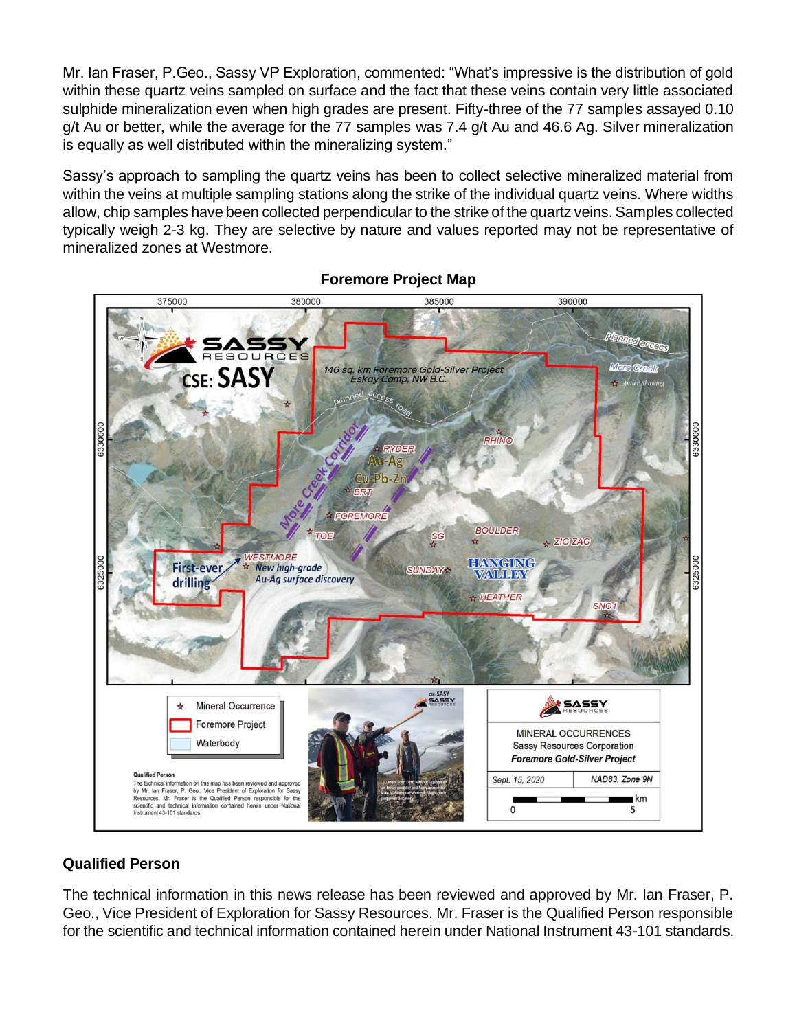Mr. Ian Fraser, P.Geo., Sassy VP Exploration, commented: “What’s impressive is the distribution of gold within these quartz veins sampled on surface and the fact that these veins contain very little associated sulphide mineralization even when high grades are present. Fifty-three of the 77 samples assayed 0.10 g/t Au or better, while the average for the 77 samples was 7.4 g/t Au and 46.6 Ag. Silver mineralization is equally as well distributed within the mineralizing system.”

Sassy’s approach to sampling the quartz veins has been to collect selective mineralized material from within the veins at multiple sampling stations along the strike of the individual quartz veins. Where widths allow, chip samples have been collected perpendicular to the strike of the quartz veins. Samples collected typically weigh 2-3 kg. They are selective by nature and values reported may not be representative of mineralized zones at Westmore.

**Foremore Project Map**

## Qualified Person

The technical information in this news release has been reviewed and approved by Mr. Ian Fraser, P. Geo., Vice President of Exploration for Sassy Resources. Mr. Fraser is the Qualified Person responsible for the scientific and technical information contained herein under National Instrument 43-101 standards.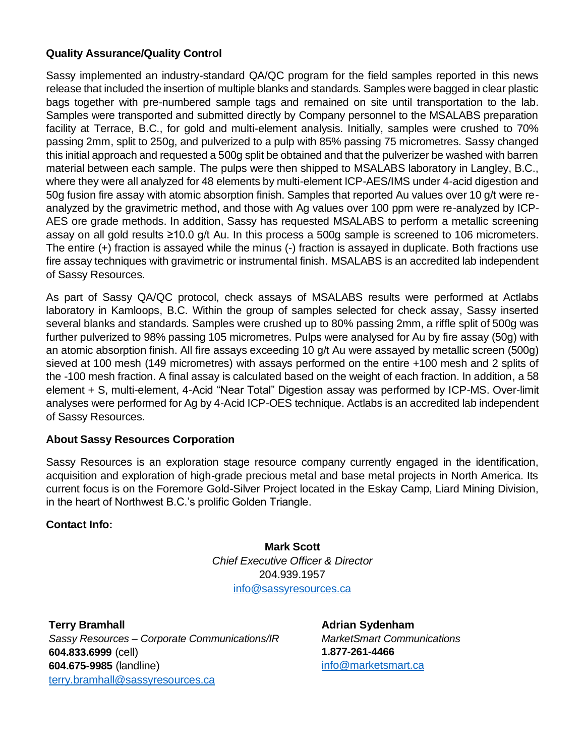**Quality Assurance/Quality Control**

Sassy implemented an industry-standard QA/QC program for the field samples reported in this news release that included the insertion of multiple blanks and standards. Samples were bagged in clear plastic bags together with pre-numbered sample tags and remained on site until transportation to the lab. Samples were transported and submitted directly by Company personnel to the MSALABS preparation facility at Terrace, B.C., for gold and multi-element analysis. Initially, samples were crushed to 70% passing 2mm, split to 250g, and pulverized to a pulp with 85% passing 75 micrometres. Sassy changed this initial approach and requested a 500g split be obtained and that the pulverizer be washed with barren material between each sample. The pulps were then shipped to MSALABS laboratory in Langley, B.C., where they were all analyzed for 48 elements by multi-element ICP-AES/IMS under 4-acid digestion and 50g fusion fire assay with atomic absorption finish. Samples that reported Au values over 10 g/t were re-analyzed by the gravimetric method, and those with Ag values over 100 ppm were re-analyzed by ICP-AES ore grade methods. In addition, Sassy has requested MSALABS to perform a metallic screening assay on all gold results ≥10.0 g/t Au. In this process a 500g sample is screened to 106 micrometers. The entire (+) fraction is assayed while the minus (-) fraction is assayed in duplicate. Both fractions use fire assay techniques with gravimetric or instrumental finish. MSALABS is an accredited lab independent of Sassy Resources.

As part of Sassy QA/QC protocol, check assays of MSALABS results were performed at Actlabs laboratory in Kamloops, B.C. Within the group of samples selected for check assay, Sassy inserted several blanks and standards. Samples were crushed up to 80% passing 2mm, a riffle split of 500g was further pulverized to 98% passing 105 micrometres. Pulps were analysed for Au by fire assay (50g) with an atomic absorption finish. All fire assays exceeding 10 g/t Au were assayed by metallic screen (500g) sieved at 100 mesh (149 micrometres) with assays performed on the entire +100 mesh and 2 splits of the -100 mesh fraction. A final assay is calculated based on the weight of each fraction. In addition, a 58 element + S, multi-element, 4-Acid "Near Total" Digestion assay was performed by ICP-MS. Over-limit analyses were performed for Ag by 4-Acid ICP-OES technique. Actlabs is an accredited lab independent of Sassy Resources.

**About Sassy Resources Corporation**

Sassy Resources is an exploration stage resource company currently engaged in the identification, acquisition and exploration of high-grade precious metal and base metal projects in North America. Its current focus is on the Foremore Gold-Silver Project located in the Eskay Camp, Liard Mining Division, in the heart of Northwest B.C.'s prolific Golden Triangle.

**Contact Info:**

**Mark Scott**
*Chief Executive Officer & Director*
204.939.1957
info@sassyresources.ca

**Terry Bramhall**
*Sassy Resources – Corporate Communications/IR*
**604.833.6999** (cell)
**604.675-9985** (landline)
terry.bramhall@sassyresources.ca

**Adrian Sydenham**
*MarketSmart Communications*
**1.877-261-4466**
info@marketsmart.ca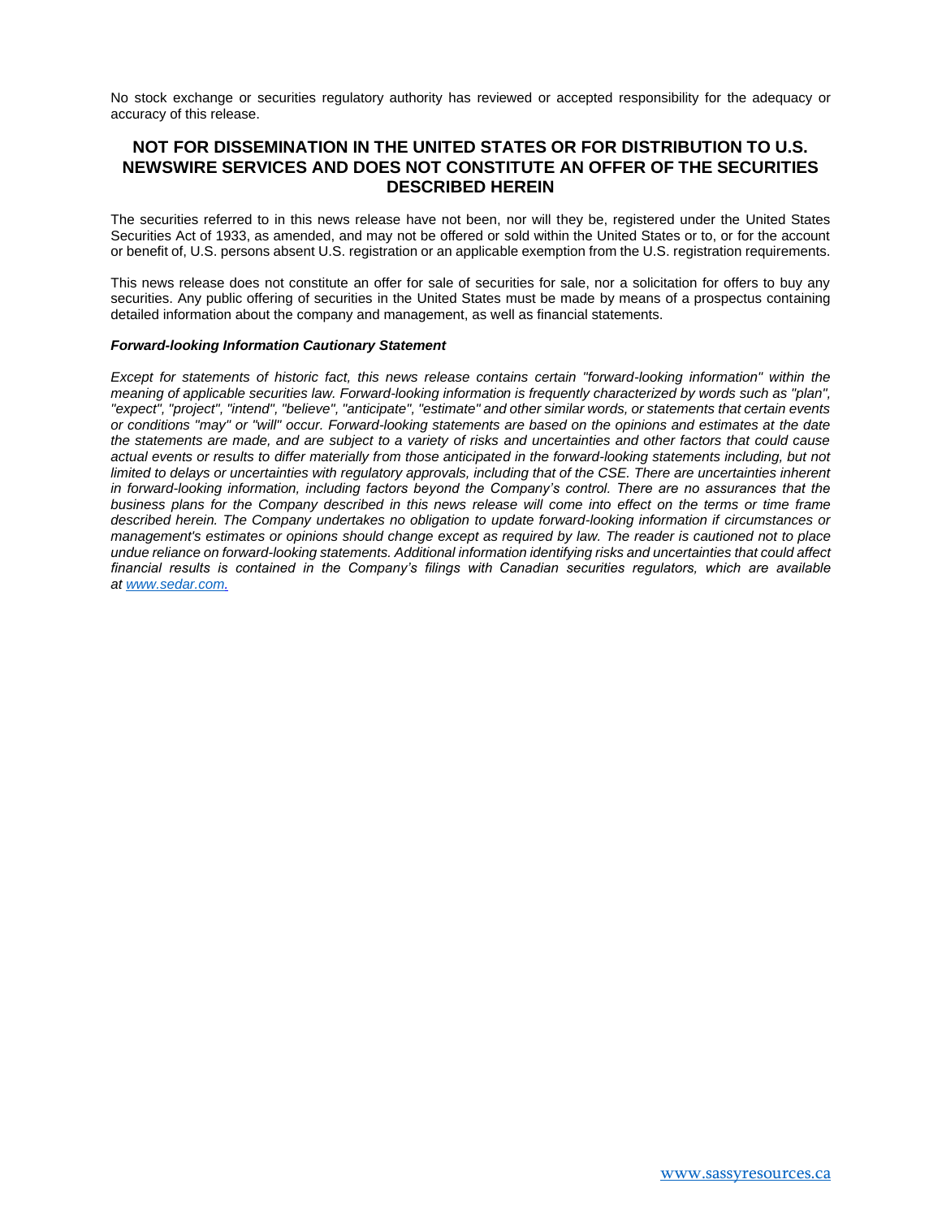No stock exchange or securities regulatory authority has reviewed or accepted responsibility for the adequacy or accuracy of this release.

## NOT FOR DISSEMINATION IN THE UNITED STATES OR FOR DISTRIBUTION TO U.S. NEWSWIRE SERVICES AND DOES NOT CONSTITUTE AN OFFER OF THE SECURITIES DESCRIBED HEREIN

The securities referred to in this news release have not been, nor will they be, registered under the United States Securities Act of 1933, as amended, and may not be offered or sold within the United States or to, or for the account or benefit of, U.S. persons absent U.S. registration or an applicable exemption from the U.S. registration requirements.

This news release does not constitute an offer for sale of securities for sale, nor a solicitation for offers to buy any securities. Any public offering of securities in the United States must be made by means of a prospectus containing detailed information about the company and management, as well as financial statements.

***Forward-looking Information Cautionary Statement***

*Except for statements of historic fact, this news release contains certain "forward-looking information" within the meaning of applicable securities law. Forward-looking information is frequently characterized by words such as "plan", "expect", "project", "intend", "believe", "anticipate", "estimate" and other similar words, or statements that certain events or conditions "may" or "will" occur. Forward-looking statements are based on the opinions and estimates at the date the statements are made, and are subject to a variety of risks and uncertainties and other factors that could cause actual events or results to differ materially from those anticipated in the forward-looking statements including, but not limited to delays or uncertainties with regulatory approvals, including that of the CSE. There are uncertainties inherent in forward-looking information, including factors beyond the Company's control. There are no assurances that the business plans for the Company described in this news release will come into effect on the terms or time frame described herein. The Company undertakes no obligation to update forward-looking information if circumstances or management's estimates or opinions should change except as required by law. The reader is cautioned not to place undue reliance on forward-looking statements. Additional information identifying risks and uncertainties that could affect financial results is contained in the Company's filings with Canadian securities regulators, which are available at [www.sedar.com.](http://www.sedar.com)*